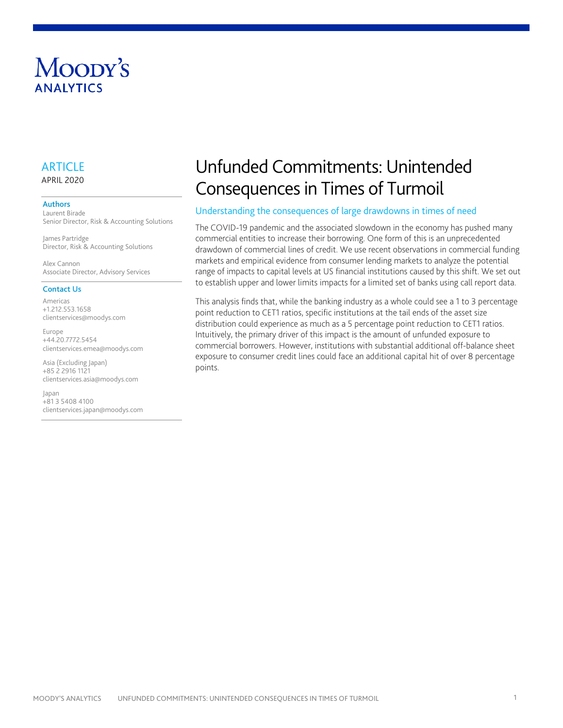Moody's Analytics

ARTICLE

APRIL 2020

**Authors**

Laurent Birade
Senior Director, Risk & Accounting Solutions

James Partridge
Director, Risk & Accounting Solutions

Alex Cannon
Associate Director, Advisory Services

**Contact Us**

Americas
+1.212.553.1658
clientservices@moodys.com

Europe
+44.20.7772.5454
clientservices.emea@moodys.com

Asia (Excluding Japan)
+85 2 2916 1121
clientservices.asia@moodys.com

Japan
+81 3 5408 4100
clientservices.japan@moodys.com

# Unfunded Commitments: Unintended Consequences in Times of Turmoil

## Understanding the consequences of large drawdowns in times of need

The COVID-19 pandemic and the associated slowdown in the economy has pushed many commercial entities to increase their borrowing. One form of this is an unprecedented drawdown of commercial lines of credit. We use recent observations in commercial funding markets and empirical evidence from consumer lending markets to analyze the potential range of impacts to capital levels at US financial institutions caused by this shift. We set out to establish upper and lower limits impacts for a limited set of banks using call report data.

This analysis finds that, while the banking industry as a whole could see a 1 to 3 percentage point reduction to CET1 ratios, specific institutions at the tail ends of the asset size distribution could experience as much as a 5 percentage point reduction to CET1 ratios. Intuitively, the primary driver of this impact is the amount of unfunded exposure to commercial borrowers. However, institutions with substantial additional off-balance sheet exposure to consumer credit lines could face an additional capital hit of over 8 percentage points.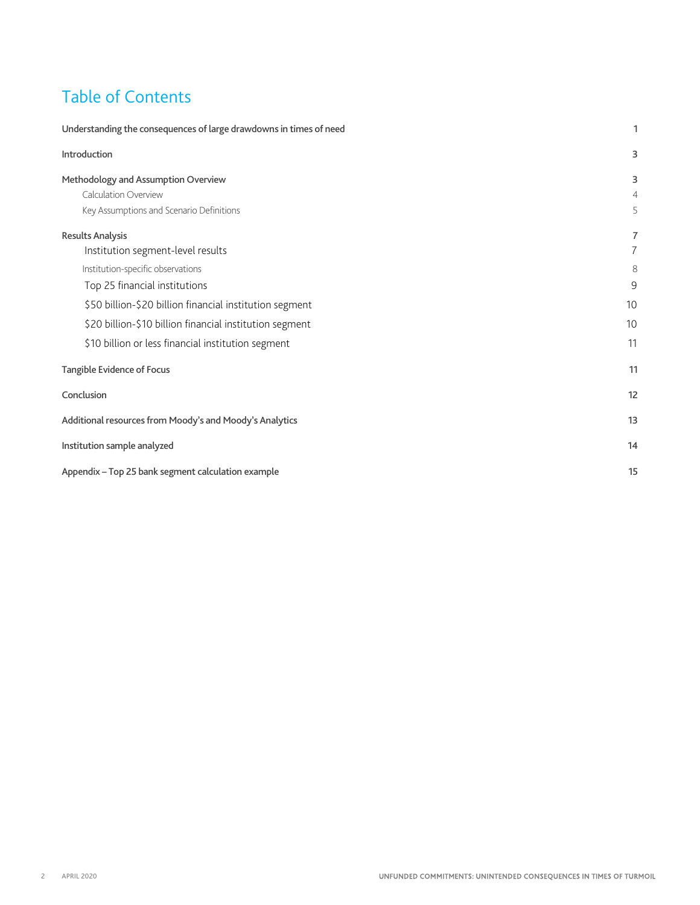# Table of Contents

| | |
|---|---|
| **Understanding the consequences of large drawdowns in times of need** | 1 |
| **Introduction** | 3 |
| **Methodology and Assumption Overview** | 3 |
| Calculation Overview | 4 |
| Key Assumptions and Scenario Definitions | 5 |
| **Results Analysis** | 7 |
| Institution segment-level results | 7 |
| Institution-specific observations | 8 |
| Top 25 financial institutions | 9 |
| $50 billion-$20 billion financial institution segment | 10 |
| $20 billion-$10 billion financial institution segment | 10 |
| $10 billion or less financial institution segment | 11 |
| **Tangible Evidence of Focus** | 11 |
| **Conclusion** | 12 |
| **Additional resources from Moody's and Moody's Analytics** | 13 |
| **Institution sample analyzed** | 14 |
| **Appendix – Top 25 bank segment calculation example** | 15 |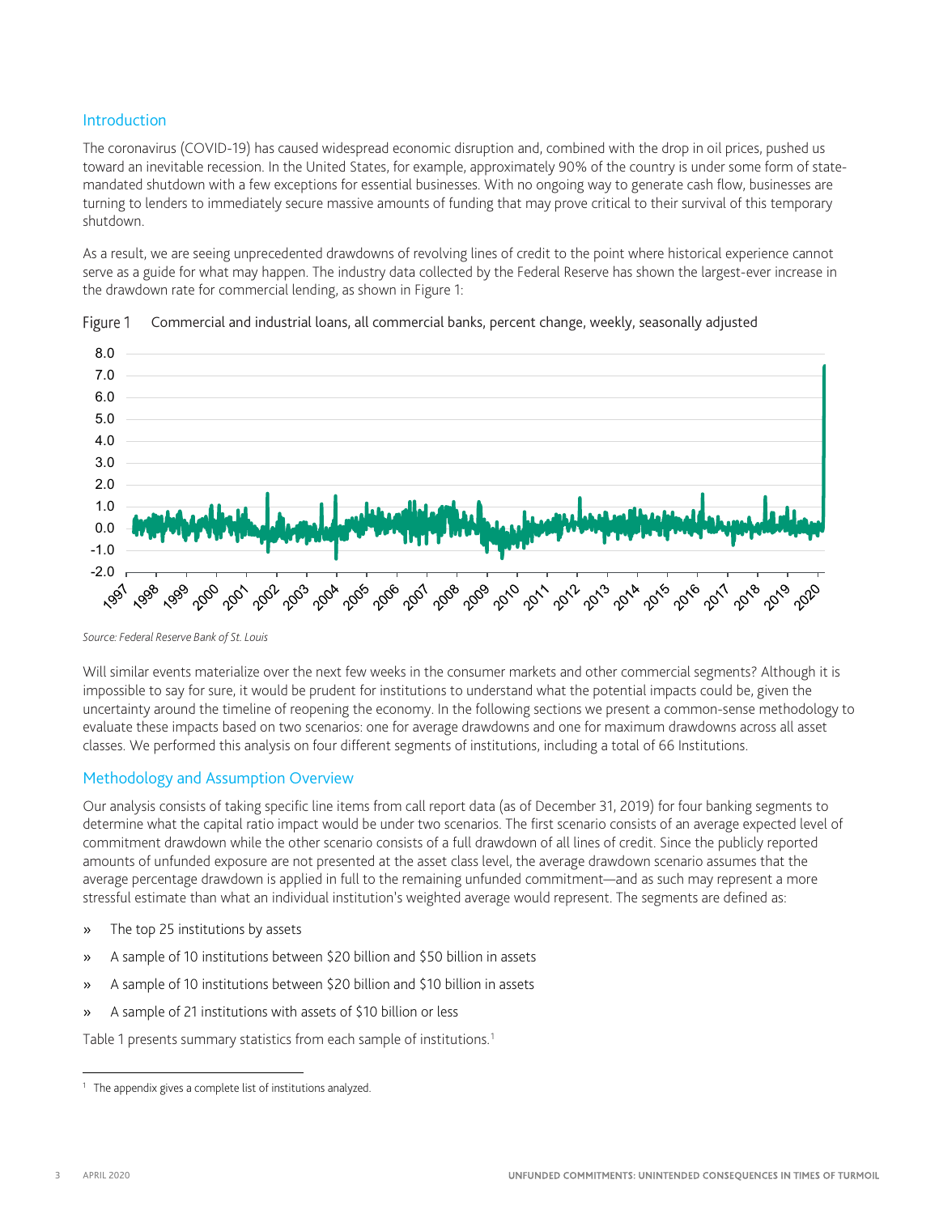## Introduction

The coronavirus (COVID-19) has caused widespread economic disruption and, combined with the drop in oil prices, pushed us toward an inevitable recession. In the United States, for example, approximately 90% of the country is under some form of state-mandated shutdown with a few exceptions for essential businesses. With no ongoing way to generate cash flow, businesses are turning to lenders to immediately secure massive amounts of funding that may prove critical to their survival of this temporary shutdown.

As a result, we are seeing unprecedented drawdowns of revolving lines of credit to the point where historical experience cannot serve as a guide for what may happen. The industry data collected by the Federal Reserve has shown the largest-ever increase in the drawdown rate for commercial lending, as shown in Figure 1:

Figure 1 Commercial and industrial loans, all commercial banks, percent change, weekly, seasonally adjusted

*Source: Federal Reserve Bank of St. Louis*

Will similar events materialize over the next few weeks in the consumer markets and other commercial segments? Although it is impossible to say for sure, it would be prudent for institutions to understand what the potential impacts could be, given the uncertainty around the timeline of reopening the economy. In the following sections we present a common-sense methodology to evaluate these impacts based on two scenarios: one for average drawdowns and one for maximum drawdowns across all asset classes. We performed this analysis on four different segments of institutions, including a total of 66 Institutions.

## Methodology and Assumption Overview

Our analysis consists of taking specific line items from call report data (as of December 31, 2019) for four banking segments to determine what the capital ratio impact would be under two scenarios. The first scenario consists of an average expected level of commitment drawdown while the other scenario consists of a full drawdown of all lines of credit. Since the publicly reported amounts of unfunded exposure are not presented at the asset class level, the average drawdown scenario assumes that the average percentage drawdown is applied in full to the remaining unfunded commitment—and as such may represent a more stressful estimate than what an individual institution's weighted average would represent. The segments are defined as:

- The top 25 institutions by assets
- A sample of 10 institutions between $20 billion and $50 billion in assets
- A sample of 10 institutions between $20 billion and $10 billion in assets
- A sample of 21 institutions with assets of $10 billion or less

Table 1 presents summary statistics from each sample of institutions.[1]

[1] The appendix gives a complete list of institutions analyzed.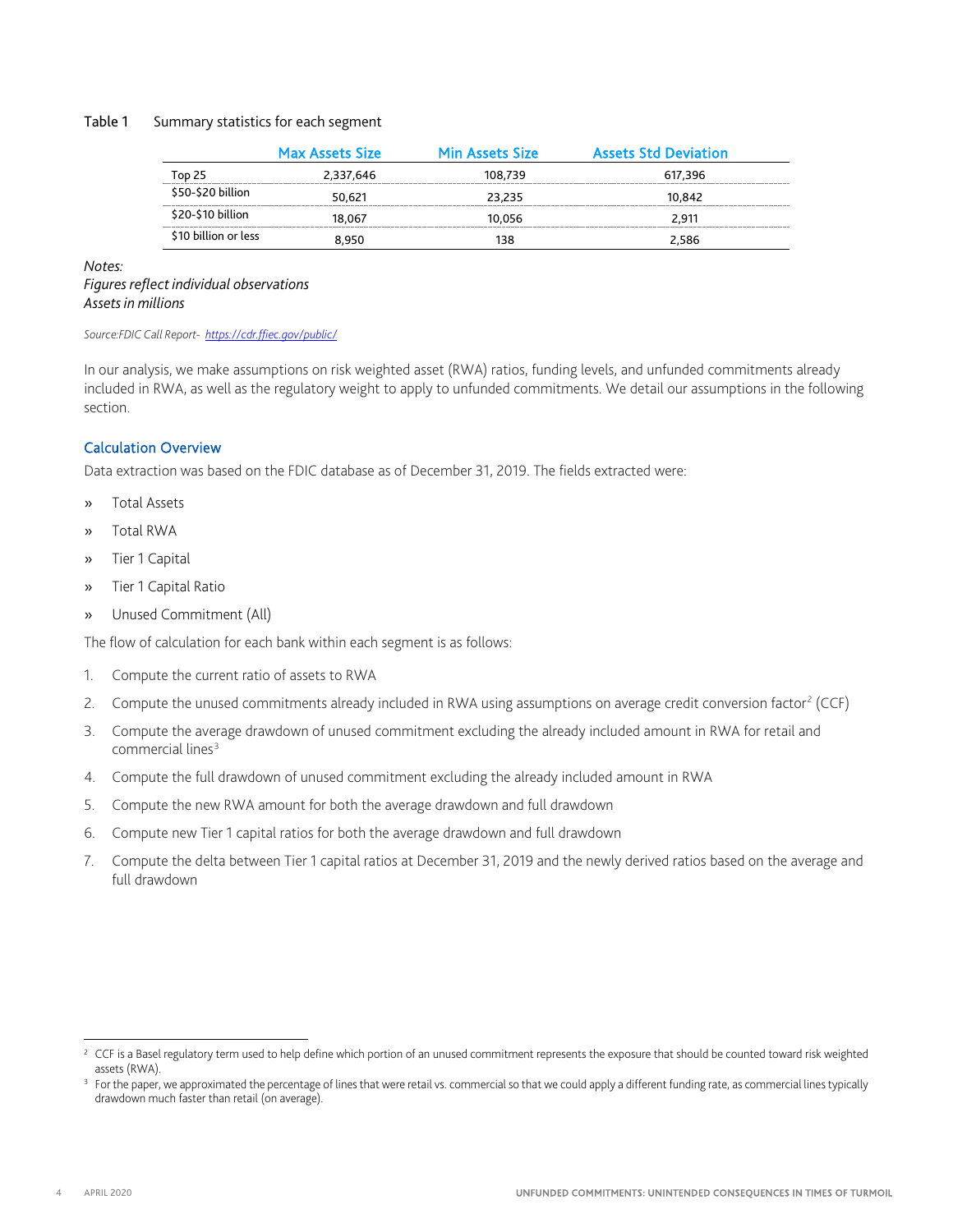Table 1 Summary statistics for each segment

| | Max Assets Size | Min Assets Size | Assets Std Deviation |
|---|---|---|---|
| Top 25 | 2,337,646 | 108,739 | 617,396 |
| $50-$20 billion | 50,621 | 23,235 | 10,842 |
| $20-$10 billion | 18,067 | 10,056 | 2,911 |
| $10 billion or less | 8,950 | 138 | 2,586 |

*Notes:*
*Figures reflect individual observations*
*Assets in millions*

*Source:FDIC Call Report- https://cdr.ffiec.gov/public/*

In our analysis, we make assumptions on risk weighted asset (RWA) ratios, funding levels, and unfunded commitments already included in RWA, as well as the regulatory weight to apply to unfunded commitments. We detail our assumptions in the following section.

## Calculation Overview

Data extraction was based on the FDIC database as of December 31, 2019. The fields extracted were:

» Total Assets

» Total RWA

» Tier 1 Capital

» Tier 1 Capital Ratio

» Unused Commitment (All)

The flow of calculation for each bank within each segment is as follows:

1. Compute the current ratio of assets to RWA
2. Compute the unused commitments already included in RWA using assumptions on average credit conversion factor[2] (CCF)
3. Compute the average drawdown of unused commitment excluding the already included amount in RWA for retail and commercial lines[3]
4. Compute the full drawdown of unused commitment excluding the already included amount in RWA
5. Compute the new RWA amount for both the average drawdown and full drawdown
6. Compute new Tier 1 capital ratios for both the average drawdown and full drawdown
7. Compute the delta between Tier 1 capital ratios at December 31, 2019 and the newly derived ratios based on the average and full drawdown

[2] CCF is a Basel regulatory term used to help define which portion of an unused commitment represents the exposure that should be counted toward risk weighted assets (RWA).

[3] For the paper, we approximated the percentage of lines that were retail vs. commercial so that we could apply a different funding rate, as commercial lines typically drawdown much faster than retail (on average).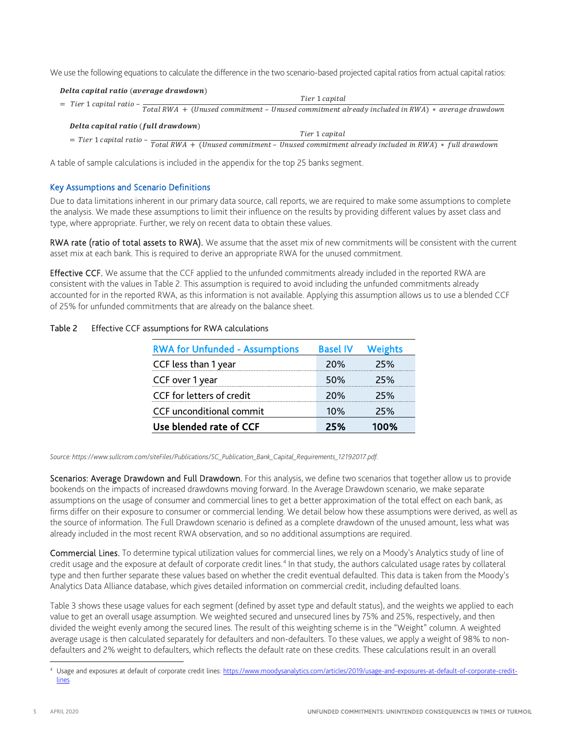We use the following equations to calculate the difference in the two scenario-based projected capital ratios from actual capital ratios:

$$\textbf{\textit{Delta capital ratio (average drawdown)}}$$
$$= Tier\ 1\ capital\ ratio - \frac{Tier\ 1\ capital}{Total\ RWA\ +\ (Unused\ commitment - Unused\ commitment\ already\ included\ in\ RWA) * average\ drawdown}$$

$$\textbf{\textit{Delta capital ratio (full drawdown)}}$$
$$= Tier\ 1\ capital\ ratio - \frac{Tier\ 1\ capital}{Total\ RWA\ +\ (Unused\ commitment - Unused\ commitment\ already\ included\ in\ RWA) * full\ drawdown}$$

A table of sample calculations is included in the appendix for the top 25 banks segment.

## Key Assumptions and Scenario Definitions

Due to data limitations inherent in our primary data source, call reports, we are required to make some assumptions to complete the analysis. We made these assumptions to limit their influence on the results by providing different values by asset class and type, where appropriate. Further, we rely on recent data to obtain these values.

**RWA rate (ratio of total assets to RWA).** We assume that the asset mix of new commitments will be consistent with the current asset mix at each bank. This is required to derive an appropriate RWA for the unused commitment.

**Effective CCF.** We assume that the CCF applied to the unfunded commitments already included in the reported RWA are consistent with the values in Table 2. This assumption is required to avoid including the unfunded commitments already accounted for in the reported RWA, as this information is not available. Applying this assumption allows us to use a blended CCF of 25% for unfunded commitments that are already on the balance sheet.

Table 2 Effective CCF assumptions for RWA calculations

| RWA for Unfunded - Assumptions | Basel IV | Weights |
|---|---|---|
| CCF less than 1 year | 20% | 25% |
| CCF over 1 year | 50% | 25% |
| CCF for letters of credit | 20% | 25% |
| CCF unconditional commit | 10% | 25% |
| **Use blended rate of CCF** | **25%** | **100%** |

*Source: https://www.sullcrom.com/siteFiles/Publications/SC_Publication_Bank_Capital_Requirements_12192017.pdf.*

**Scenarios: Average Drawdown and Full Drawdown.** For this analysis, we define two scenarios that together allow us to provide bookends on the impacts of increased drawdowns moving forward. In the Average Drawdown scenario, we make separate assumptions on the usage of consumer and commercial lines to get a better approximation of the total effect on each bank, as firms differ on their exposure to consumer or commercial lending. We detail below how these assumptions were derived, as well as the source of information. The Full Drawdown scenario is defined as a complete drawdown of the unused amount, less what was already included in the most recent RWA observation, and so no additional assumptions are required.

**Commercial Lines.** To determine typical utilization values for commercial lines, we rely on a Moody's Analytics study of line of credit usage and the exposure at default of corporate credit lines.[4] In that study, the authors calculated usage rates by collateral type and then further separate these values based on whether the credit eventual defaulted. This data is taken from the Moody's Analytics Data Alliance database, which gives detailed information on commercial credit, including defaulted loans.

Table 3 shows these usage values for each segment (defined by asset type and default status), and the weights we applied to each value to get an overall usage assumption. We weighted secured and unsecured lines by 75% and 25%, respectively, and then divided the weight evenly among the secured lines. The result of this weighting scheme is in the "Weight" column. A weighted average usage is then calculated separately for defaulters and non-defaulters. To these values, we apply a weight of 98% to non-defaulters and 2% weight to defaulters, which reflects the default rate on these credits. These calculations result in an overall

[4] Usage and exposures at default of corporate credit lines: https://www.moodysanalytics.com/articles/2019/usage-and-exposures-at-default-of-corporate-credit-lines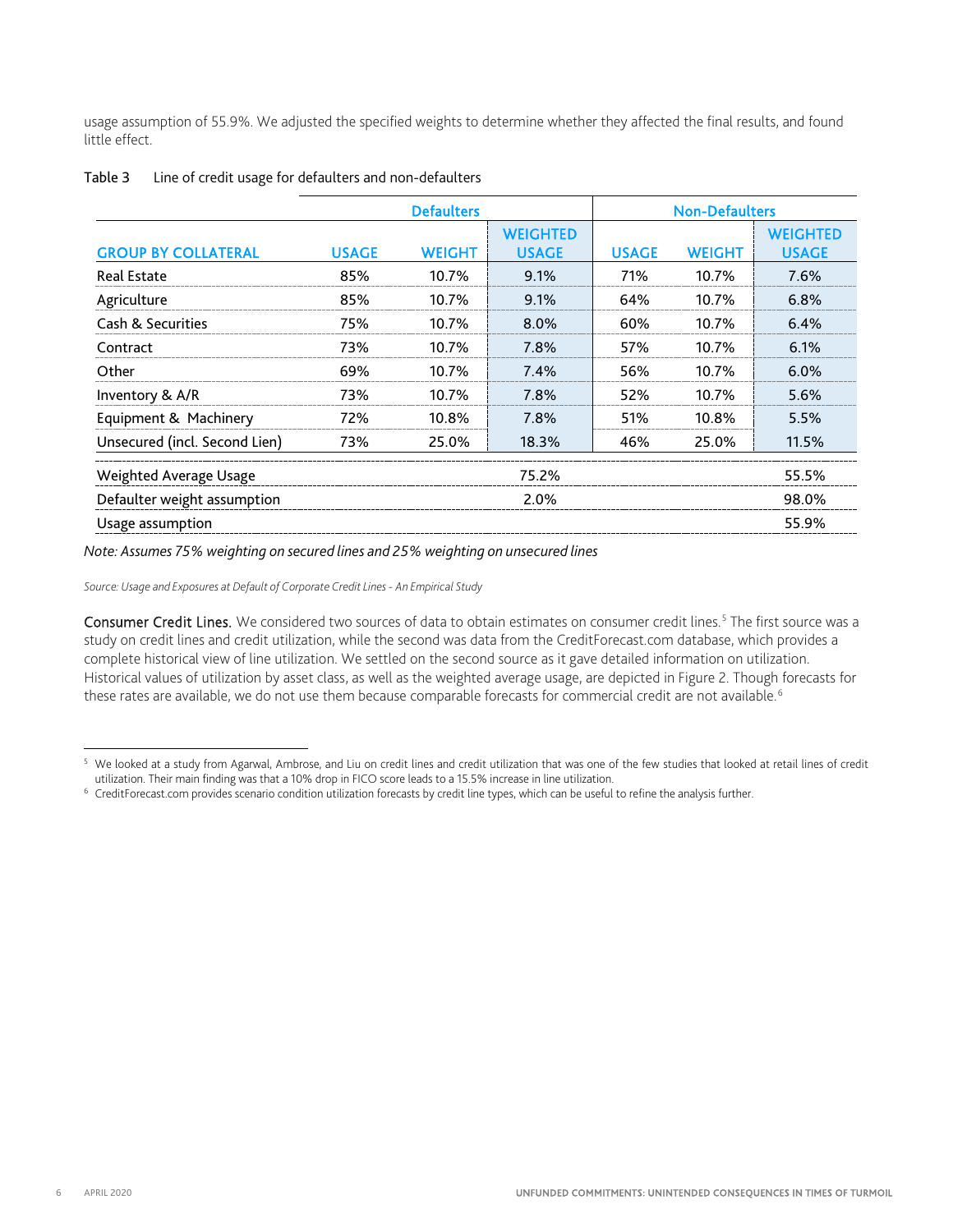usage assumption of 55.9%. We adjusted the specified weights to determine whether they affected the final results, and found little effect.

Table 3 Line of credit usage for defaulters and non-defaulters

| | Defaulters | | | Non-Defaulters | | |
|---|---|---|---|---|---|---|
| GROUP BY COLLATERAL | USAGE | WEIGHT | WEIGHTED USAGE | USAGE | WEIGHT | WEIGHTED USAGE |
| Real Estate | 85% | 10.7% | 9.1% | 71% | 10.7% | 7.6% |
| Agriculture | 85% | 10.7% | 9.1% | 64% | 10.7% | 6.8% |
| Cash & Securities | 75% | 10.7% | 8.0% | 60% | 10.7% | 6.4% |
| Contract | 73% | 10.7% | 7.8% | 57% | 10.7% | 6.1% |
| Other | 69% | 10.7% | 7.4% | 56% | 10.7% | 6.0% |
| Inventory & A/R | 73% | 10.7% | 7.8% | 52% | 10.7% | 5.6% |
| Equipment & Machinery | 72% | 10.8% | 7.8% | 51% | 10.8% | 5.5% |
| Unsecured (incl. Second Lien) | 73% | 25.0% | 18.3% | 46% | 25.0% | 11.5% |
| Weighted Average Usage | | | 75.2% | | | 55.5% |
| Defaulter weight assumption | | | 2.0% | | | 98.0% |
| Usage assumption | | | | | | 55.9% |

*Note: Assumes 75% weighting on secured lines and 25% weighting on unsecured lines*

*Source: Usage and Exposures at Default of Corporate Credit Lines - An Empirical Study*

**Consumer Credit Lines.** We considered two sources of data to obtain estimates on consumer credit lines.[5] The first source was a study on credit lines and credit utilization, while the second was data from the CreditForecast.com database, which provides a complete historical view of line utilization. We settled on the second source as it gave detailed information on utilization. Historical values of utilization by asset class, as well as the weighted average usage, are depicted in Figure 2. Though forecasts for these rates are available, we do not use them because comparable forecasts for commercial credit are not available.[6]

---

[5] We looked at a study from Agarwal, Ambrose, and Liu on credit lines and credit utilization that was one of the few studies that looked at retail lines of credit utilization. Their main finding was that a 10% drop in FICO score leads to a 15.5% increase in line utilization.

[6] CreditForecast.com provides scenario condition utilization forecasts by credit line types, which can be useful to refine the analysis further.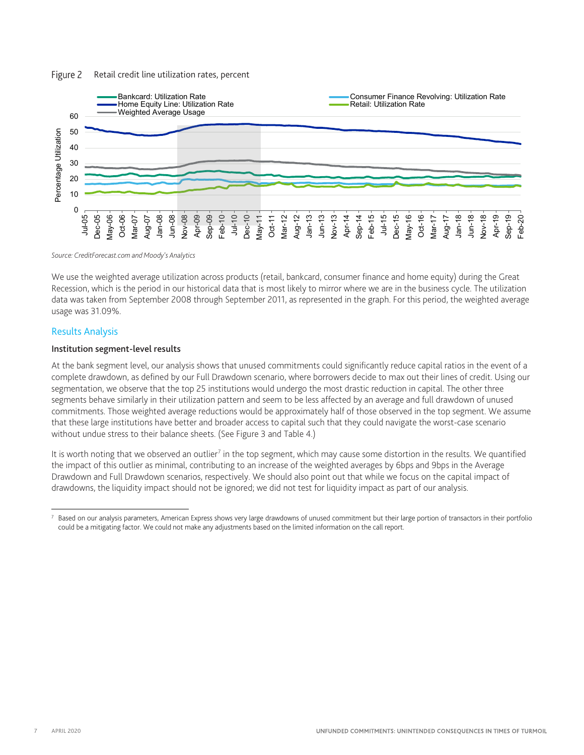Figure 2 Retail credit line utilization rates, percent

*Source: CreditForecast.com and Moody's Analytics*

We use the weighted average utilization across products (retail, bankcard, consumer finance and home equity) during the Great Recession, which is the period in our historical data that is most likely to mirror where we are in the business cycle. The utilization data was taken from September 2008 through September 2011, as represented in the graph. For this period, the weighted average usage was 31.09%.

## Results Analysis

### Institution segment-level results

At the bank segment level, our analysis shows that unused commitments could significantly reduce capital ratios in the event of a complete drawdown, as defined by our Full Drawdown scenario, where borrowers decide to max out their lines of credit. Using our segmentation, we observe that the top 25 institutions would undergo the most drastic reduction in capital. The other three segments behave similarly in their utilization pattern and seem to be less affected by an average and full drawdown of unused commitments. Those weighted average reductions would be approximately half of those observed in the top segment. We assume that these large institutions have better and broader access to capital such that they could navigate the worst-case scenario without undue stress to their balance sheets. (See Figure 3 and Table 4.)

It is worth noting that we observed an outlier[7] in the top segment, which may cause some distortion in the results. We quantified the impact of this outlier as minimal, contributing to an increase of the weighted averages by 6bps and 9bps in the Average Drawdown and Full Drawdown scenarios, respectively. We should also point out that while we focus on the capital impact of drawdowns, the liquidity impact should not be ignored; we did not test for liquidity impact as part of our analysis.

---

[7] Based on our analysis parameters, American Express shows very large drawdowns of unused commitment but their large portion of transactors in their portfolio could be a mitigating factor. We could not make any adjustments based on the limited information on the call report.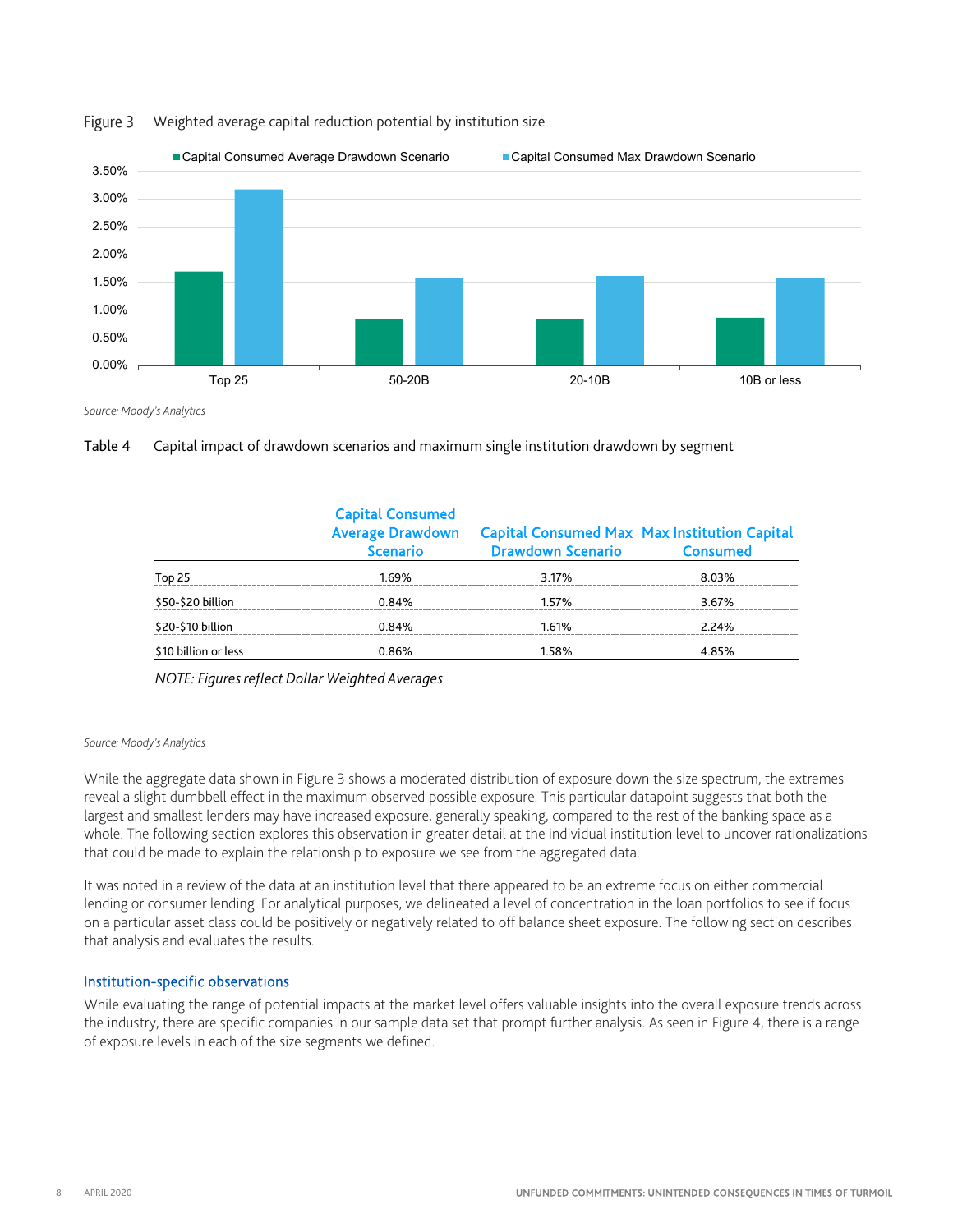Figure 3 Weighted average capital reduction potential by institution size

*Source: Moody's Analytics*

Table 4 Capital impact of drawdown scenarios and maximum single institution drawdown by segment

| | Capital Consumed Average Drawdown Scenario | Capital Consumed Max Drawdown Scenario | Max Institution Capital Consumed |
|---|---|---|---|
| Top 25 | 1.69% | 3.17% | 8.03% |
| $50-$20 billion | 0.84% | 1.57% | 3.67% |
| $20-$10 billion | 0.84% | 1.61% | 2.24% |
| $10 billion or less | 0.86% | 1.58% | 4.85% |

*NOTE: Figures reflect Dollar Weighted Averages*

*Source: Moody's Analytics*

While the aggregate data shown in Figure 3 shows a moderated distribution of exposure down the size spectrum, the extremes reveal a slight dumbbell effect in the maximum observed possible exposure. This particular datapoint suggests that both the largest and smallest lenders may have increased exposure, generally speaking, compared to the rest of the banking space as a whole. The following section explores this observation in greater detail at the individual institution level to uncover rationalizations that could be made to explain the relationship to exposure we see from the aggregated data.

It was noted in a review of the data at an institution level that there appeared to be an extreme focus on either commercial lending or consumer lending. For analytical purposes, we delineated a level of concentration in the loan portfolios to see if focus on a particular asset class could be positively or negatively related to off balance sheet exposure. The following section describes that analysis and evaluates the results.

## Institution-specific observations

While evaluating the range of potential impacts at the market level offers valuable insights into the overall exposure trends across the industry, there are specific companies in our sample data set that prompt further analysis. As seen in Figure 4, there is a range of exposure levels in each of the size segments we defined.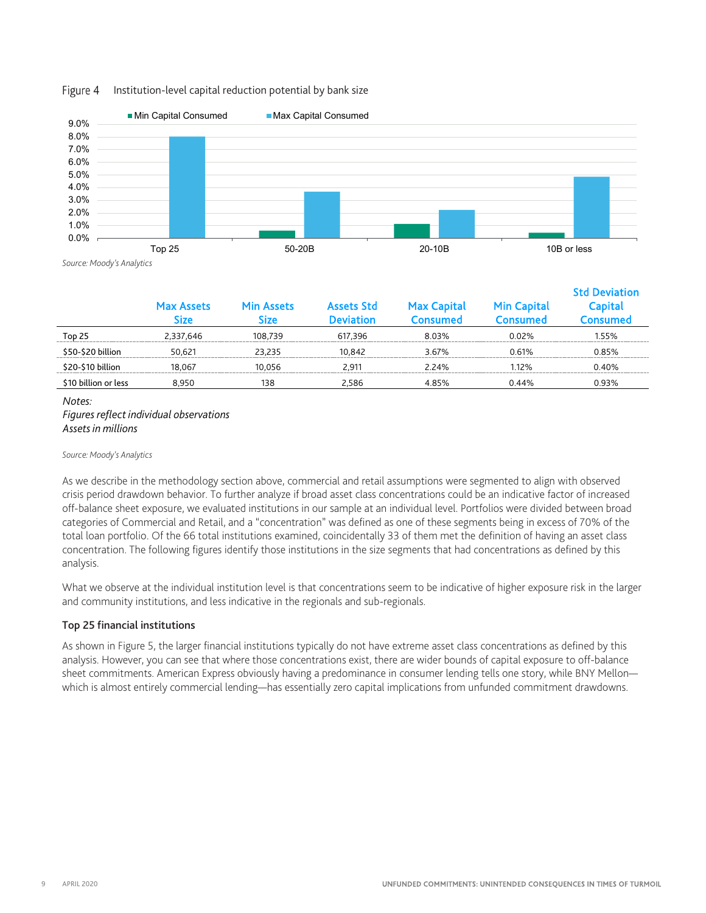Figure 4 Institution-level capital reduction potential by bank size

Source: Moody's Analytics

| | Max Assets Size | Min Assets Size | Assets Std Deviation | Max Capital Consumed | Min Capital Consumed | Std Deviation Capital Consumed |
|---|---|---|---|---|---|---|
| Top 25 | 2,337,646 | 108,739 | 617,396 | 8.03% | 0.02% | 1.55% |
| $50-$20 billion | 50,621 | 23,235 | 10,842 | 3.67% | 0.61% | 0.85% |
| $20-$10 billion | 18,067 | 10,056 | 2,911 | 2.24% | 1.12% | 0.40% |
| $10 billion or less | 8,950 | 138 | 2,586 | 4.85% | 0.44% | 0.93% |

*Notes:*
*Figures reflect individual observations*
*Assets in millions*

*Source: Moody's Analytics*

As we describe in the methodology section above, commercial and retail assumptions were segmented to align with observed crisis period drawdown behavior. To further analyze if broad asset class concentrations could be an indicative factor of increased off-balance sheet exposure, we evaluated institutions in our sample at an individual level. Portfolios were divided between broad categories of Commercial and Retail, and a "concentration" was defined as one of these segments being in excess of 70% of the total loan portfolio. Of the 66 total institutions examined, coincidentally 33 of them met the definition of having an asset class concentration. The following figures identify those institutions in the size segments that had concentrations as defined by this analysis.

What we observe at the individual institution level is that concentrations seem to be indicative of higher exposure risk in the larger and community institutions, and less indicative in the regionals and sub-regionals.

### Top 25 financial institutions

As shown in Figure 5, the larger financial institutions typically do not have extreme asset class concentrations as defined by this analysis. However, you can see that where those concentrations exist, there are wider bounds of capital exposure to off-balance sheet commitments. American Express obviously having a predominance in consumer lending tells one story, while BNY Mellon—which is almost entirely commercial lending—has essentially zero capital implications from unfunded commitment drawdowns.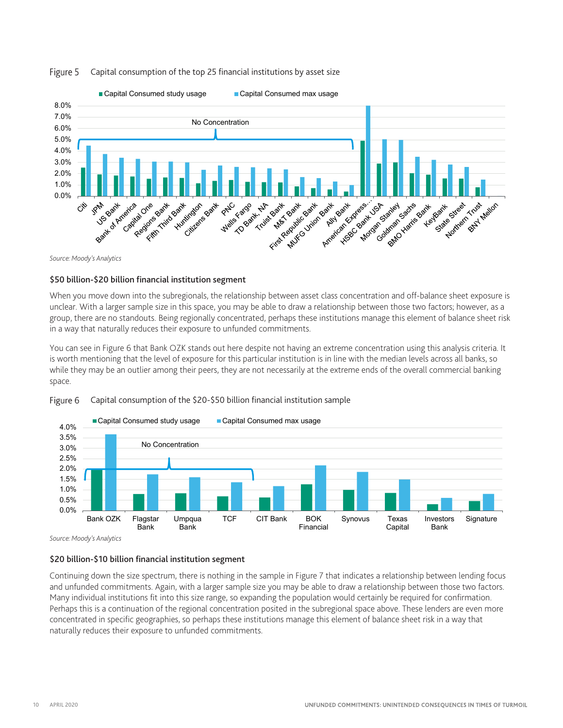Figure 5 Capital consumption of the top 25 financial institutions by asset size

Source: Moody's Analytics

### $50 billion-$20 billion financial institution segment

When you move down into the subregionals, the relationship between asset class concentration and off-balance sheet exposure is unclear. With a larger sample size in this space, you may be able to draw a relationship between those two factors; however, as a group, there are no standouts. Being regionally concentrated, perhaps these institutions manage this element of balance sheet risk in a way that naturally reduces their exposure to unfunded commitments.

You can see in Figure 6 that Bank OZK stands out here despite not having an extreme concentration using this analysis criteria. It is worth mentioning that the level of exposure for this particular institution is in line with the median levels across all banks, so while they may be an outlier among their peers, they are not necessarily at the extreme ends of the overall commercial banking space.

Figure 6 Capital consumption of the $20-$50 billion financial institution sample

Source: Moody's Analytics

### $20 billion-$10 billion financial institution segment

Continuing down the size spectrum, there is nothing in the sample in Figure 7 that indicates a relationship between lending focus and unfunded commitments. Again, with a larger sample size you may be able to draw a relationship between those two factors. Many individual institutions fit into this size range, so expanding the population would certainly be required for confirmation. Perhaps this is a continuation of the regional concentration posited in the subregional space above. These lenders are even more concentrated in specific geographies, so perhaps these institutions manage this element of balance sheet risk in a way that naturally reduces their exposure to unfunded commitments.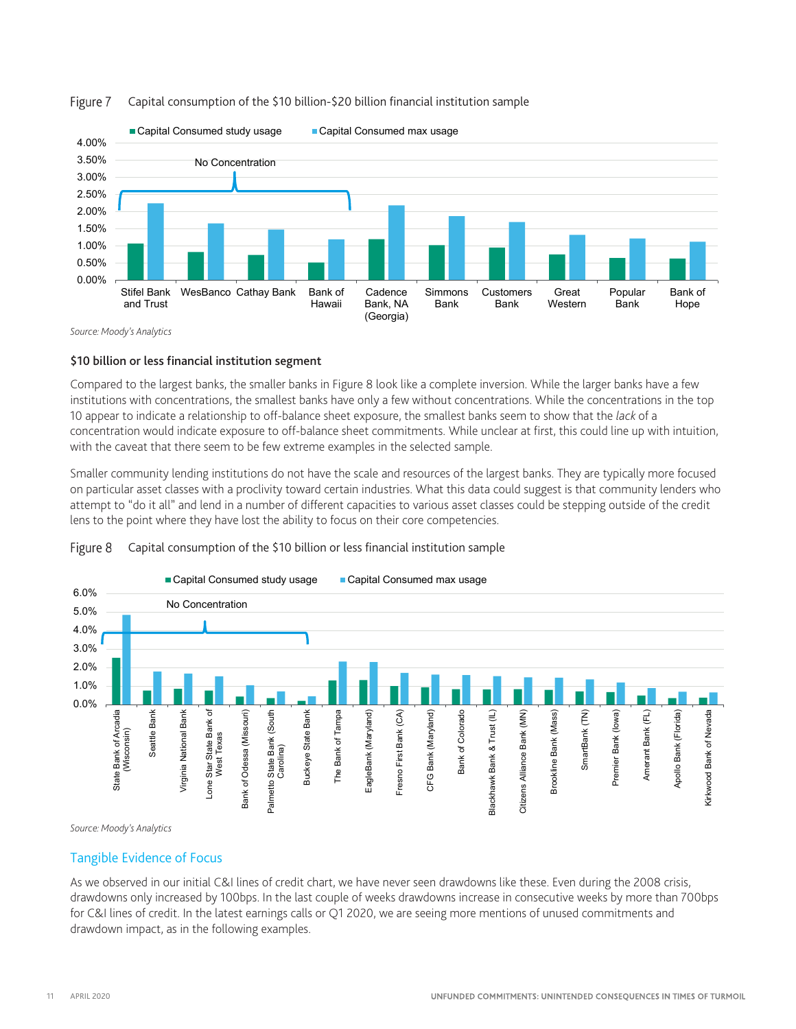Figure 7 Capital consumption of the $10 billion-$20 billion financial institution sample

Source: Moody's Analytics

### $10 billion or less financial institution segment

Compared to the largest banks, the smaller banks in Figure 8 look like a complete inversion. While the larger banks have a few institutions with concentrations, the smallest banks have only a few without concentrations. While the concentrations in the top 10 appear to indicate a relationship to off-balance sheet exposure, the smallest banks seem to show that the *lack* of a concentration would indicate exposure to off-balance sheet commitments. While unclear at first, this could line up with intuition, with the caveat that there seem to be few extreme examples in the selected sample.

Smaller community lending institutions do not have the scale and resources of the largest banks. They are typically more focused on particular asset classes with a proclivity toward certain industries. What this data could suggest is that community lenders who attempt to "do it all" and lend in a number of different capacities to various asset classes could be stepping outside of the credit lens to the point where they have lost the ability to focus on their core competencies.

Figure 8 Capital consumption of the $10 billion or less financial institution sample

Source: Moody's Analytics

## Tangible Evidence of Focus

As we observed in our initial C&I lines of credit chart, we have never seen drawdowns like these. Even during the 2008 crisis, drawdowns only increased by 100bps. In the last couple of weeks drawdowns increase in consecutive weeks by more than 700bps for C&I lines of credit. In the latest earnings calls or Q1 2020, we are seeing more mentions of unused commitments and drawdown impact, as in the following examples.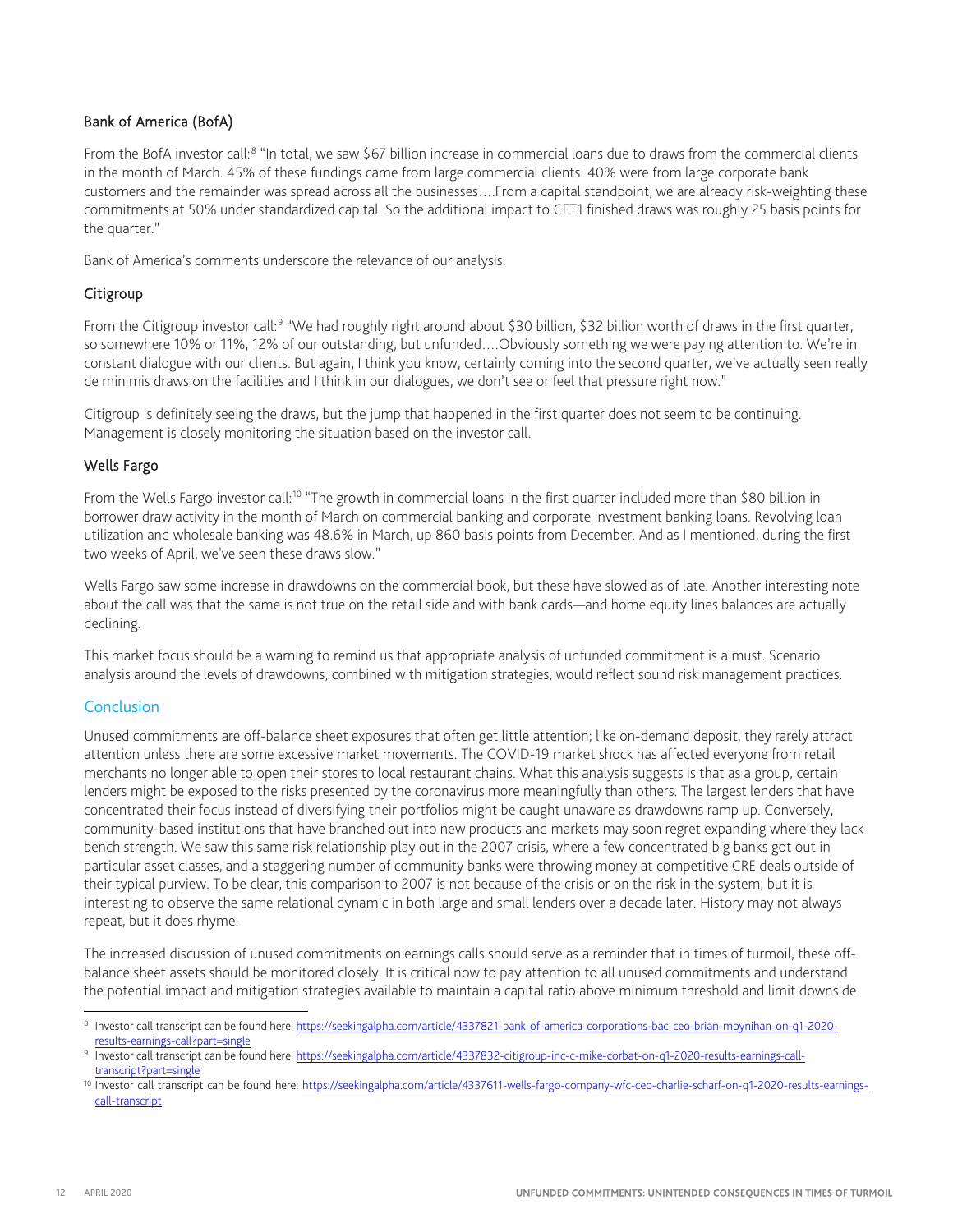### Bank of America (BofA)

From the BofA investor call:[8] "In total, we saw $67 billion increase in commercial loans due to draws from the commercial clients in the month of March. 45% of these fundings came from large commercial clients. 40% were from large corporate bank customers and the remainder was spread across all the businesses….From a capital standpoint, we are already risk-weighting these commitments at 50% under standardized capital. So the additional impact to CET1 finished draws was roughly 25 basis points for the quarter."

Bank of America's comments underscore the relevance of our analysis.

### Citigroup

From the Citigroup investor call:[9] "We had roughly right around about $30 billion, $32 billion worth of draws in the first quarter, so somewhere 10% or 11%, 12% of our outstanding, but unfunded….Obviously something we were paying attention to. We're in constant dialogue with our clients. But again, I think you know, certainly coming into the second quarter, we've actually seen really de minimis draws on the facilities and I think in our dialogues, we don't see or feel that pressure right now."

Citigroup is definitely seeing the draws, but the jump that happened in the first quarter does not seem to be continuing. Management is closely monitoring the situation based on the investor call.

### Wells Fargo

From the Wells Fargo investor call:[10] "The growth in commercial loans in the first quarter included more than $80 billion in borrower draw activity in the month of March on commercial banking and corporate investment banking loans. Revolving loan utilization and wholesale banking was 48.6% in March, up 860 basis points from December. And as I mentioned, during the first two weeks of April, we've seen these draws slow."

Wells Fargo saw some increase in drawdowns on the commercial book, but these have slowed as of late. Another interesting note about the call was that the same is not true on the retail side and with bank cards—and home equity lines balances are actually declining.

This market focus should be a warning to remind us that appropriate analysis of unfunded commitment is a must. Scenario analysis around the levels of drawdowns, combined with mitigation strategies, would reflect sound risk management practices.

## Conclusion

Unused commitments are off-balance sheet exposures that often get little attention; like on-demand deposit, they rarely attract attention unless there are some excessive market movements. The COVID-19 market shock has affected everyone from retail merchants no longer able to open their stores to local restaurant chains. What this analysis suggests is that as a group, certain lenders might be exposed to the risks presented by the coronavirus more meaningfully than others. The largest lenders that have concentrated their focus instead of diversifying their portfolios might be caught unaware as drawdowns ramp up. Conversely, community-based institutions that have branched out into new products and markets may soon regret expanding where they lack bench strength. We saw this same risk relationship play out in the 2007 crisis, where a few concentrated big banks got out in particular asset classes, and a staggering number of community banks were throwing money at competitive CRE deals outside of their typical purview. To be clear, this comparison to 2007 is not because of the crisis or on the risk in the system, but it is interesting to observe the same relational dynamic in both large and small lenders over a decade later. History may not always repeat, but it does rhyme.

The increased discussion of unused commitments on earnings calls should serve as a reminder that in times of turmoil, these off-balance sheet assets should be monitored closely. It is critical now to pay attention to all unused commitments and understand the potential impact and mitigation strategies available to maintain a capital ratio above minimum threshold and limit downside

---

[8] Investor call transcript can be found here: https://seekingalpha.com/article/4337821-bank-of-america-corporations-bac-ceo-brian-moynihan-on-q1-2020-results-earnings-call?part=single

[9] Investor call transcript can be found here: https://seekingalpha.com/article/4337832-citigroup-inc-c-mike-corbat-on-q1-2020-results-earnings-call-transcript?part=single

[10] Investor call transcript can be found here: https://seekingalpha.com/article/4337611-wells-fargo-company-wfc-ceo-charlie-scharf-on-q1-2020-results-earnings-call-transcript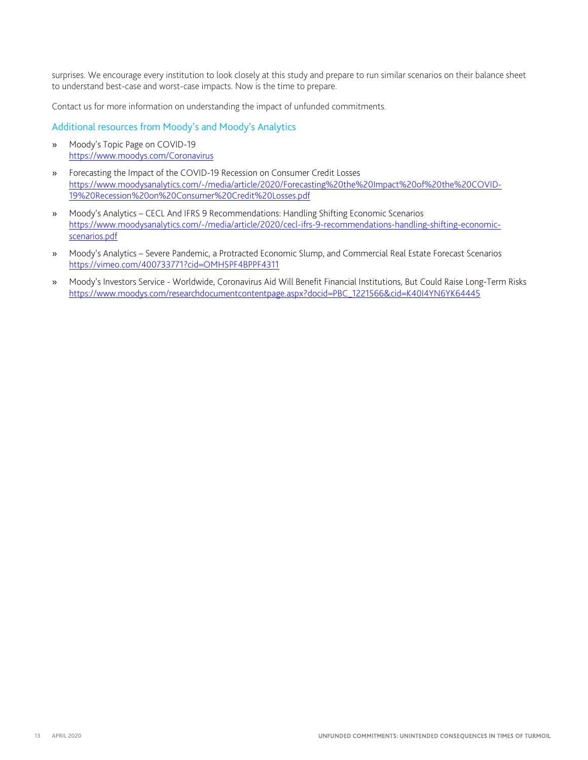surprises. We encourage every institution to look closely at this study and prepare to run similar scenarios on their balance sheet to understand best-case and worst-case impacts. Now is the time to prepare.

Contact us for more information on understanding the impact of unfunded commitments.

## Additional resources from Moody's and Moody's Analytics

- Moody's Topic Page on COVID-19
  https://www.moodys.com/Coronavirus
- Forecasting the Impact of the COVID-19 Recession on Consumer Credit Losses
  https://www.moodysanalytics.com/-/media/article/2020/Forecasting%20the%20Impact%20of%20the%20COVID-19%20Recession%20on%20Consumer%20Credit%20Losses.pdf
- Moody's Analytics – CECL And IFRS 9 Recommendations: Handling Shifting Economic Scenarios
  https://www.moodysanalytics.com/-/media/article/2020/cecl-ifrs-9-recommendations-handling-shifting-economic-scenarios.pdf
- Moody's Analytics – Severe Pandemic, a Protracted Economic Slump, and Commercial Real Estate Forecast Scenarios
  https://vimeo.com/400733771?cid=OMH5PF4BPPF4311
- Moody's Investors Service - Worldwide, Coronavirus Aid Will Benefit Financial Institutions, But Could Raise Long-Term Risks
  https://www.moodys.com/researchdocumentcontentpage.aspx?docid=PBC_1221566&cid=K40I4YN6YK64445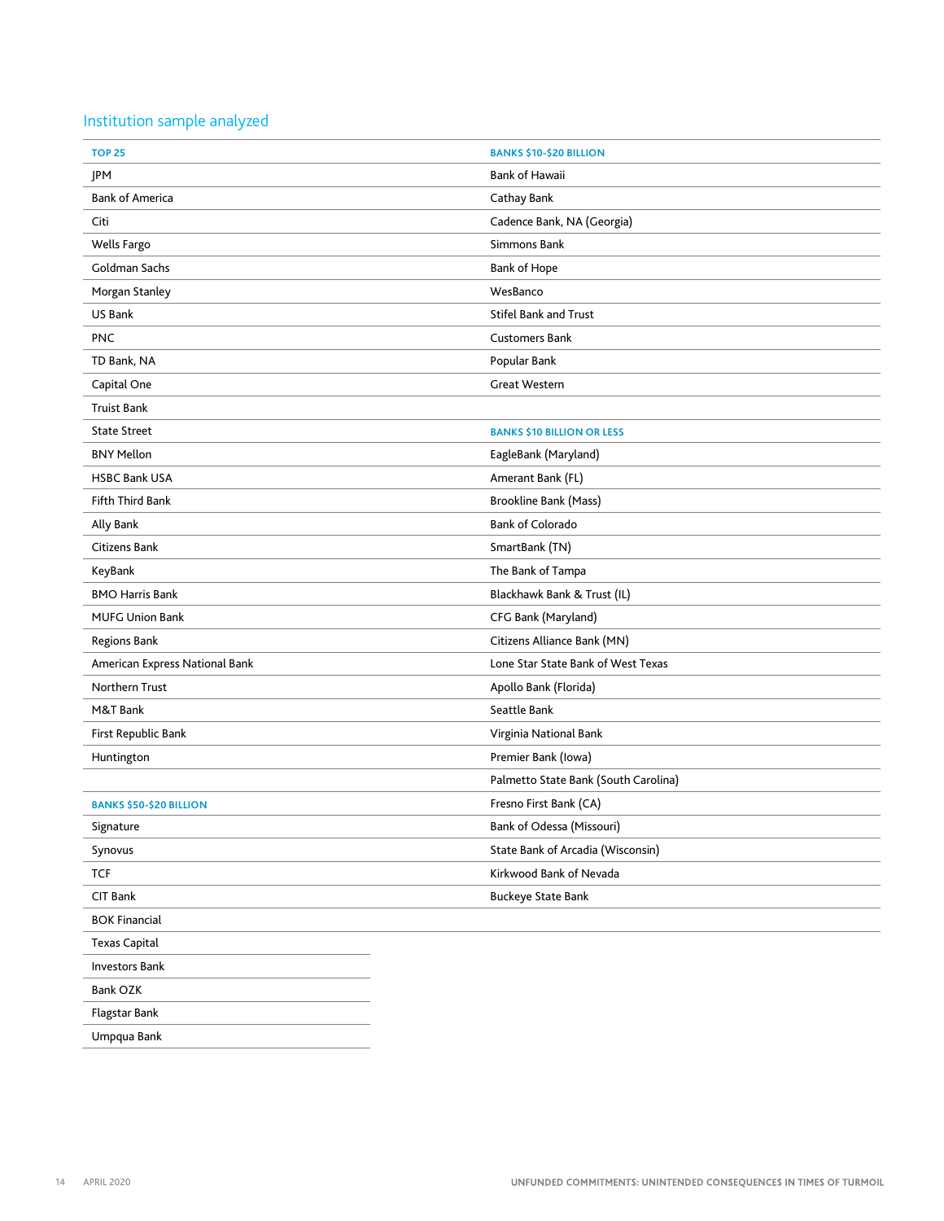## Institution sample analyzed

| TOP 25 | BANKS $10-$20 BILLION |
|---|---|
| JPM | Bank of Hawaii |
| Bank of America | Cathay Bank |
| Citi | Cadence Bank, NA (Georgia) |
| Wells Fargo | Simmons Bank |
| Goldman Sachs | Bank of Hope |
| Morgan Stanley | WesBanco |
| US Bank | Stifel Bank and Trust |
| PNC | Customers Bank |
| TD Bank, NA | Popular Bank |
| Capital One | Great Western |
| Truist Bank | |
| State Street | **BANKS $10 BILLION OR LESS** |
| BNY Mellon | EagleBank (Maryland) |
| HSBC Bank USA | Amerant Bank (FL) |
| Fifth Third Bank | Brookline Bank (Mass) |
| Ally Bank | Bank of Colorado |
| Citizens Bank | SmartBank (TN) |
| KeyBank | The Bank of Tampa |
| BMO Harris Bank | Blackhawk Bank & Trust (IL) |
| MUFG Union Bank | CFG Bank (Maryland) |
| Regions Bank | Citizens Alliance Bank (MN) |
| American Express National Bank | Lone Star State Bank of West Texas |
| Northern Trust | Apollo Bank (Florida) |
| M&T Bank | Seattle Bank |
| First Republic Bank | Virginia National Bank |
| Huntington | Premier Bank (Iowa) |
| | Palmetto State Bank (South Carolina) |
| **BANKS $50-$20 BILLION** | Fresno First Bank (CA) |
| Signature | Bank of Odessa (Missouri) |
| Synovus | State Bank of Arcadia (Wisconsin) |
| TCF | Kirkwood Bank of Nevada |
| CIT Bank | Buckeye State Bank |
| BOK Financial | |
| Texas Capital | |
| Investors Bank | |
| Bank OZK | |
| Flagstar Bank | |
| Umpqua Bank | |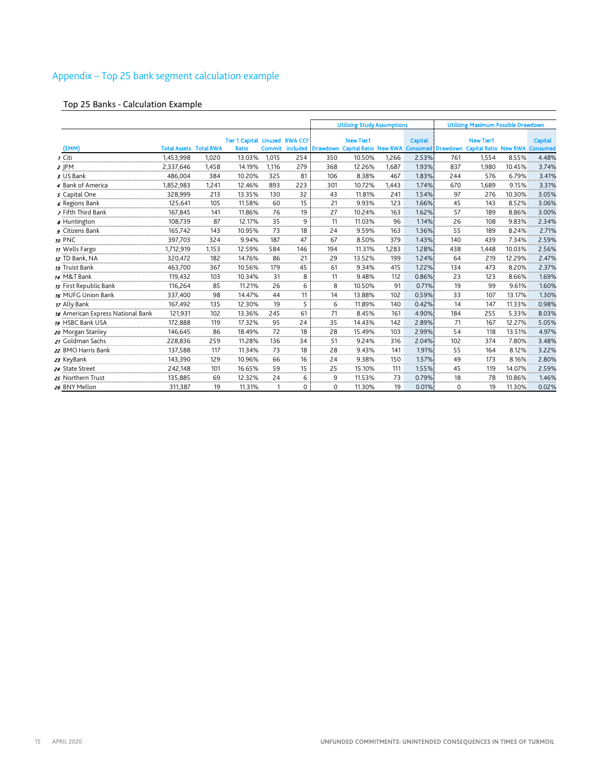## Appendix – Top 25 bank segment calculation example

### Top 25 Banks - Calculation Example

| | | | | | | | Utilizing Study Assumptions | | | | Utilizing Maximum Possible Drawdown | | | |
|---|---|---|---|---|---|---|---|---|---|---|---|---|---|---|
| | ($MM) | Total Assets | Total RWA | Tier 1 Capital Ratio | Unused Commit | RWA CCF included | Drawdown | New Tier1 Capital Ratio | New RWA | Capital Consumed | Drawdown | New Tier1 Capital Ratio | New RWA | Capital Consumed |
| 1 | Citi | 1,453,998 | 1,020 | 13.03% | 1,015 | 254 | 350 | 10.50% | 1,266 | 2.53% | 761 | 1,554 | 8.55% | 4.48% |
| 2 | JPM | 2,337,646 | 1,458 | 14.19% | 1,116 | 279 | 368 | 12.26% | 1,687 | 1.93% | 837 | 1,980 | 10.45% | 3.74% |
| 3 | US Bank | 486,004 | 384 | 10.20% | 325 | 81 | 106 | 8.38% | 467 | 1.83% | 244 | 576 | 6.79% | 3.41% |
| 4 | Bank of America | 1,852,983 | 1,241 | 12.46% | 893 | 223 | 301 | 10.72% | 1,443 | 1.74% | 670 | 1,689 | 9.15% | 3.31% |
| 5 | Capital One | 328,999 | 213 | 13.35% | 130 | 32 | 43 | 11.81% | 241 | 1.54% | 97 | 276 | 10.30% | 3.05% |
| 6 | Regions Bank | 125,641 | 105 | 11.58% | 60 | 15 | 21 | 9.93% | 123 | 1.66% | 45 | 143 | 8.52% | 3.06% |
| 7 | Fifth Third Bank | 167,845 | 141 | 11.86% | 76 | 19 | 27 | 10.24% | 163 | 1.62% | 57 | 189 | 8.86% | 3.00% |
| 8 | Huntington | 108,739 | 87 | 12.17% | 35 | 9 | 11 | 11.03% | 96 | 1.14% | 26 | 108 | 9.83% | 2.34% |
| 9 | Citizens Bank | 165,742 | 143 | 10.95% | 73 | 18 | 24 | 9.59% | 163 | 1.36% | 55 | 189 | 8.24% | 2.71% |
| 10 | PNC | 397,703 | 324 | 9.94% | 187 | 47 | 67 | 8.50% | 379 | 1.43% | 140 | 439 | 7.34% | 2.59% |
| 11 | Wells Fargo | 1,712,919 | 1,153 | 12.59% | 584 | 146 | 194 | 11.31% | 1,283 | 1.28% | 438 | 1,448 | 10.03% | 2.56% |
| 12 | TD Bank, NA | 320,472 | 182 | 14.76% | 86 | 21 | 29 | 13.52% | 199 | 1.24% | 64 | 219 | 12.29% | 2.47% |
| 13 | Truist Bank | 463,700 | 367 | 10.56% | 179 | 45 | 61 | 9.34% | 415 | 1.22% | 134 | 473 | 8.20% | 2.37% |
| 14 | M&T Bank | 119,432 | 103 | 10.34% | 31 | 8 | 11 | 9.48% | 112 | 0.86% | 23 | 123 | 8.66% | 1.69% |
| 15 | First Republic Bank | 116,264 | 85 | 11.21% | 26 | 6 | 8 | 10.50% | 91 | 0.71% | 19 | 99 | 9.61% | 1.60% |
| 16 | MUFG Union Bank | 337,400 | 98 | 14.47% | 44 | 11 | 14 | 13.88% | 102 | 0.59% | 33 | 107 | 13.17% | 1.30% |
| 17 | Ally Bank | 167,492 | 135 | 12.30% | 19 | 5 | 6 | 11.89% | 140 | 0.42% | 14 | 147 | 11.33% | 0.98% |
| 18 | American Express National Bank | 121,931 | 102 | 13.36% | 245 | 61 | 71 | 8.45% | 161 | 4.90% | 184 | 255 | 5.33% | 8.03% |
| 19 | HSBC Bank USA | 172,888 | 119 | 17.32% | 95 | 24 | 35 | 14.43% | 142 | 2.89% | 71 | 167 | 12.27% | 5.05% |
| 20 | Morgan Stanley | 146,645 | 86 | 18.49% | 72 | 18 | 28 | 15.49% | 103 | 2.99% | 54 | 118 | 13.51% | 4.97% |
| 21 | Goldman Sachs | 228,836 | 259 | 11.28% | 136 | 34 | 51 | 9.24% | 316 | 2.04% | 102 | 374 | 7.80% | 3.48% |
| 22 | BMO Harris Bank | 137,588 | 117 | 11.34% | 73 | 18 | 28 | 9.43% | 141 | 1.91% | 55 | 164 | 8.12% | 3.22% |
| 23 | KeyBank | 143,390 | 129 | 10.96% | 66 | 16 | 24 | 9.38% | 150 | 1.57% | 49 | 173 | 8.16% | 2.80% |
| 24 | State Street | 242,148 | 101 | 16.65% | 59 | 15 | 25 | 15.10% | 111 | 1.55% | 45 | 119 | 14.07% | 2.59% |
| 25 | Northern Trust | 135,885 | 69 | 12.32% | 24 | 6 | 9 | 11.53% | 73 | 0.79% | 18 | 78 | 10.86% | 1.46% |
| 26 | BNY Mellon | 311,387 | 19 | 11.31% | 1 | 0 | 0 | 11.30% | 19 | 0.01% | 0 | 19 | 11.30% | 0.02% |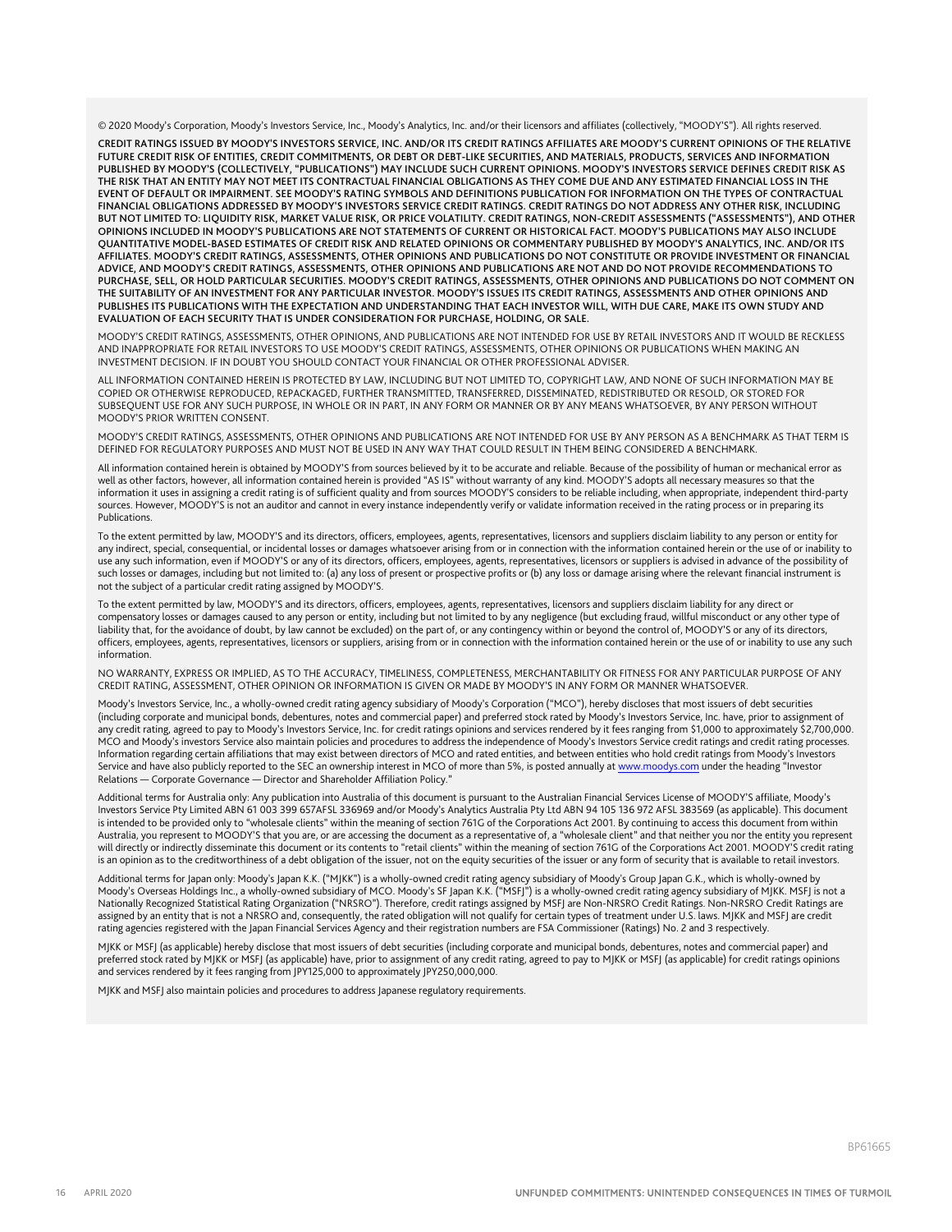© 2020 Moody's Corporation, Moody's Investors Service, Inc., Moody's Analytics, Inc. and/or their licensors and affiliates (collectively, "MOODY'S"). All rights reserved.

**CREDIT RATINGS ISSUED BY MOODY'S INVESTORS SERVICE, INC. AND/OR ITS CREDIT RATINGS AFFILIATES ARE MOODY'S CURRENT OPINIONS OF THE RELATIVE FUTURE CREDIT RISK OF ENTITIES, CREDIT COMMITMENTS, OR DEBT OR DEBT-LIKE SECURITIES, AND MATERIALS, PRODUCTS, SERVICES AND INFORMATION PUBLISHED BY MOODY'S (COLLECTIVELY, "PUBLICATIONS") MAY INCLUDE SUCH CURRENT OPINIONS. MOODY'S INVESTORS SERVICE DEFINES CREDIT RISK AS THE RISK THAT AN ENTITY MAY NOT MEET ITS CONTRACTUAL FINANCIAL OBLIGATIONS AS THEY COME DUE AND ANY ESTIMATED FINANCIAL LOSS IN THE EVENT OF DEFAULT OR IMPAIRMENT. SEE MOODY'S RATING SYMBOLS AND DEFINITIONS PUBLICATION FOR INFORMATION ON THE TYPES OF CONTRACTUAL FINANCIAL OBLIGATIONS ADDRESSED BY MOODY'S INVESTORS SERVICE CREDIT RATINGS. CREDIT RATINGS DO NOT ADDRESS ANY OTHER RISK, INCLUDING BUT NOT LIMITED TO: LIQUIDITY RISK, MARKET VALUE RISK, OR PRICE VOLATILITY. CREDIT RATINGS, NON-CREDIT ASSESSMENTS ("ASSESSMENTS"), AND OTHER OPINIONS INCLUDED IN MOODY'S PUBLICATIONS ARE NOT STATEMENTS OF CURRENT OR HISTORICAL FACT. MOODY'S PUBLICATIONS MAY ALSO INCLUDE QUANTITATIVE MODEL-BASED ESTIMATES OF CREDIT RISK AND RELATED OPINIONS OR COMMENTARY PUBLISHED BY MOODY'S ANALYTICS, INC. AND/OR ITS AFFILIATES. MOODY'S CREDIT RATINGS, ASSESSMENTS, OTHER OPINIONS AND PUBLICATIONS DO NOT CONSTITUTE OR PROVIDE INVESTMENT OR FINANCIAL ADVICE, AND MOODY'S CREDIT RATINGS, ASSESSMENTS, OTHER OPINIONS AND PUBLICATIONS ARE NOT AND DO NOT PROVIDE RECOMMENDATIONS TO PURCHASE, SELL, OR HOLD PARTICULAR SECURITIES. MOODY'S CREDIT RATINGS, ASSESSMENTS, OTHER OPINIONS AND PUBLICATIONS DO NOT COMMENT ON THE SUITABILITY OF AN INVESTMENT FOR ANY PARTICULAR INVESTOR. MOODY'S ISSUES ITS CREDIT RATINGS, ASSESSMENTS AND OTHER OPINIONS AND PUBLISHES ITS PUBLICATIONS WITH THE EXPECTATION AND UNDERSTANDING THAT EACH INVESTOR WILL, WITH DUE CARE, MAKE ITS OWN STUDY AND EVALUATION OF EACH SECURITY THAT IS UNDER CONSIDERATION FOR PURCHASE, HOLDING, OR SALE.**

MOODY'S CREDIT RATINGS, ASSESSMENTS, OTHER OPINIONS, AND PUBLICATIONS ARE NOT INTENDED FOR USE BY RETAIL INVESTORS AND IT WOULD BE RECKLESS AND INAPPROPRIATE FOR RETAIL INVESTORS TO USE MOODY'S CREDIT RATINGS, ASSESSMENTS, OTHER OPINIONS OR PUBLICATIONS WHEN MAKING AN INVESTMENT DECISION. IF IN DOUBT YOU SHOULD CONTACT YOUR FINANCIAL OR OTHER PROFESSIONAL ADVISER.

ALL INFORMATION CONTAINED HEREIN IS PROTECTED BY LAW, INCLUDING BUT NOT LIMITED TO, COPYRIGHT LAW, AND NONE OF SUCH INFORMATION MAY BE COPIED OR OTHERWISE REPRODUCED, REPACKAGED, FURTHER TRANSMITTED, TRANSFERRED, DISSEMINATED, REDISTRIBUTED OR RESOLD, OR STORED FOR SUBSEQUENT USE FOR ANY SUCH PURPOSE, IN WHOLE OR IN PART, IN ANY FORM OR MANNER OR BY ANY MEANS WHATSOEVER, BY ANY PERSON WITHOUT MOODY'S PRIOR WRITTEN CONSENT.

MOODY'S CREDIT RATINGS, ASSESSMENTS, OTHER OPINIONS AND PUBLICATIONS ARE NOT INTENDED FOR USE BY ANY PERSON AS A BENCHMARK AS THAT TERM IS DEFINED FOR REGULATORY PURPOSES AND MUST NOT BE USED IN ANY WAY THAT COULD RESULT IN THEM BEING CONSIDERED A BENCHMARK.

All information contained herein is obtained by MOODY'S from sources believed by it to be accurate and reliable. Because of the possibility of human or mechanical error as well as other factors, however, all information contained herein is provided "AS IS" without warranty of any kind. MOODY'S adopts all necessary measures so that the information it uses in assigning a credit rating is of sufficient quality and from sources MOODY'S considers to be reliable including, when appropriate, independent third-party sources. However, MOODY'S is not an auditor and cannot in every instance independently verify or validate information received in the rating process or in preparing its Publications.

To the extent permitted by law, MOODY'S and its directors, officers, employees, agents, representatives, licensors and suppliers disclaim liability to any person or entity for any indirect, special, consequential, or incidental losses or damages whatsoever arising from or in connection with the information contained herein or the use of or inability to use any such information, even if MOODY'S or any of its directors, officers, employees, agents, representatives, licensors or suppliers is advised in advance of the possibility of such losses or damages, including but not limited to: (a) any loss of present or prospective profits or (b) any loss or damage arising where the relevant financial instrument is not the subject of a particular credit rating assigned by MOODY'S.

To the extent permitted by law, MOODY'S and its directors, officers, employees, agents, representatives, licensors and suppliers disclaim liability for any direct or compensatory losses or damages caused to any person or entity, including but not limited to by any negligence (but excluding fraud, willful misconduct or any other type of liability that, for the avoidance of doubt, by law cannot be excluded) on the part of, or any contingency within or beyond the control of, MOODY'S or any of its directors, officers, employees, agents, representatives, licensors or suppliers, arising from or in connection with the information contained herein or the use of or inability to use any such information.

NO WARRANTY, EXPRESS OR IMPLIED, AS TO THE ACCURACY, TIMELINESS, COMPLETENESS, MERCHANTABILITY OR FITNESS FOR ANY PARTICULAR PURPOSE OF ANY CREDIT RATING, ASSESSMENT, OTHER OPINION OR INFORMATION IS GIVEN OR MADE BY MOODY'S IN ANY FORM OR MANNER WHATSOEVER.

Moody's Investors Service, Inc., a wholly-owned credit rating agency subsidiary of Moody's Corporation ("MCO"), hereby discloses that most issuers of debt securities (including corporate and municipal bonds, debentures, notes and commercial paper) and preferred stock rated by Moody's Investors Service, Inc. have, prior to assignment of any credit rating, agreed to pay to Moody's Investors Service, Inc. for credit ratings opinions and services rendered by it fees ranging from $1,000 to approximately $2,700,000. MCO and Moody's investors Service also maintain policies and procedures to address the independence of Moody's Investors Service credit ratings and credit rating processes. Information regarding certain affiliations that may exist between directors of MCO and rated entities, and between entities who hold credit ratings from Moody's Investors Service and have also publicly reported to the SEC an ownership interest in MCO of more than 5%, is posted annually at www.moodys.com under the heading "Investor Relations — Corporate Governance — Director and Shareholder Affiliation Policy."

Additional terms for Australia only: Any publication into Australia of this document is pursuant to the Australian Financial Services License of MOODY'S affiliate, Moody's Investors Service Pty Limited ABN 61 003 399 657AFSL 336969 and/or Moody's Analytics Australia Pty Ltd ABN 94 105 136 972 AFSL 383569 (as applicable). This document is intended to be provided only to "wholesale clients" within the meaning of section 761G of the Corporations Act 2001. By continuing to access this document from within Australia, you represent to MOODY'S that you are, or are accessing the document as a representative of, a "wholesale client" and that neither you nor the entity you represent will directly or indirectly disseminate this document or its contents to "retail clients" within the meaning of section 761G of the Corporations Act 2001. MOODY'S credit rating is an opinion as to the creditworthiness of a debt obligation of the issuer, not on the equity securities of the issuer or any form of security that is available to retail investors.

Additional terms for Japan only: Moody's Japan K.K. ("MJKK") is a wholly-owned credit rating agency subsidiary of Moody's Group Japan G.K., which is wholly-owned by Moody's Overseas Holdings Inc., a wholly-owned subsidiary of MCO. Moody's SF Japan K.K. ("MSFJ") is a wholly-owned credit rating agency subsidiary of MJKK. MSFJ is not a Nationally Recognized Statistical Rating Organization ("NRSRO"). Therefore, credit ratings assigned by MSFJ are Non-NRSRO Credit Ratings. Non-NRSRO Credit Ratings are assigned by an entity that is not a NRSRO and, consequently, the rated obligation will not qualify for certain types of treatment under U.S. laws. MJKK and MSFJ are credit rating agencies registered with the Japan Financial Services Agency and their registration numbers are FSA Commissioner (Ratings) No. 2 and 3 respectively.

MJKK or MSFJ (as applicable) hereby disclose that most issuers of debt securities (including corporate and municipal bonds, debentures, notes and commercial paper) and preferred stock rated by MJKK or MSFJ (as applicable) have, prior to assignment of any credit rating, agreed to pay to MJKK or MSFJ (as applicable) for credit ratings opinions and services rendered by it fees ranging from JPY125,000 to approximately JPY250,000,000.

MJKK and MSFJ also maintain policies and procedures to address Japanese regulatory requirements.

BP61665